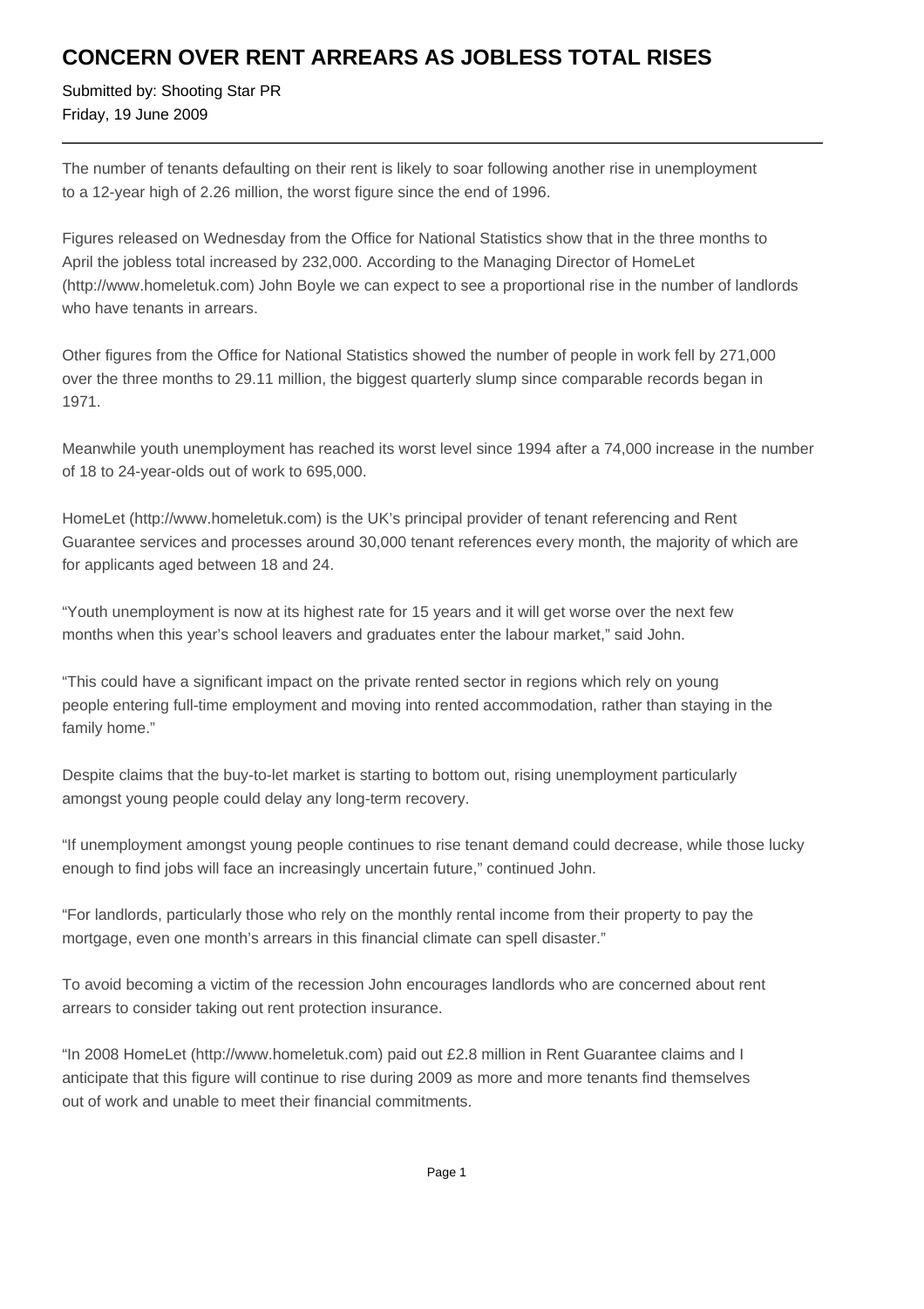# CONCERN OVER RENT ARREARS AS JOBLESS TOTAL RISES

Submitted by: Shooting Star PR
Friday, 19 June 2009

---

The number of tenants defaulting on their rent is likely to soar following another rise in unemployment to a 12-year high of 2.26 million, the worst figure since the end of 1996.

Figures released on Wednesday from the Office for National Statistics show that in the three months to April the jobless total increased by 232,000. According to the Managing Director of HomeLet (http://www.homeletuk.com) John Boyle we can expect to see a proportional rise in the number of landlords who have tenants in arrears.

Other figures from the Office for National Statistics showed the number of people in work fell by 271,000 over the three months to 29.11 million, the biggest quarterly slump since comparable records began in 1971.

Meanwhile youth unemployment has reached its worst level since 1994 after a 74,000 increase in the number of 18 to 24-year-olds out of work to 695,000.

HomeLet (http://www.homeletuk.com) is the UK's principal provider of tenant referencing and Rent Guarantee services and processes around 30,000 tenant references every month, the majority of which are for applicants aged between 18 and 24.

"Youth unemployment is now at its highest rate for 15 years and it will get worse over the next few months when this year's school leavers and graduates enter the labour market," said John.

"This could have a significant impact on the private rented sector in regions which rely on young people entering full-time employment and moving into rented accommodation, rather than staying in the family home."

Despite claims that the buy-to-let market is starting to bottom out, rising unemployment particularly amongst young people could delay any long-term recovery.

"If unemployment amongst young people continues to rise tenant demand could decrease, while those lucky enough to find jobs will face an increasingly uncertain future," continued John.

"For landlords, particularly those who rely on the monthly rental income from their property to pay the mortgage, even one month's arrears in this financial climate can spell disaster."

To avoid becoming a victim of the recession John encourages landlords who are concerned about rent arrears to consider taking out rent protection insurance.

"In 2008 HomeLet (http://www.homeletuk.com) paid out £2.8 million in Rent Guarantee claims and I anticipate that this figure will continue to rise during 2009 as more and more tenants find themselves out of work and unable to meet their financial commitments.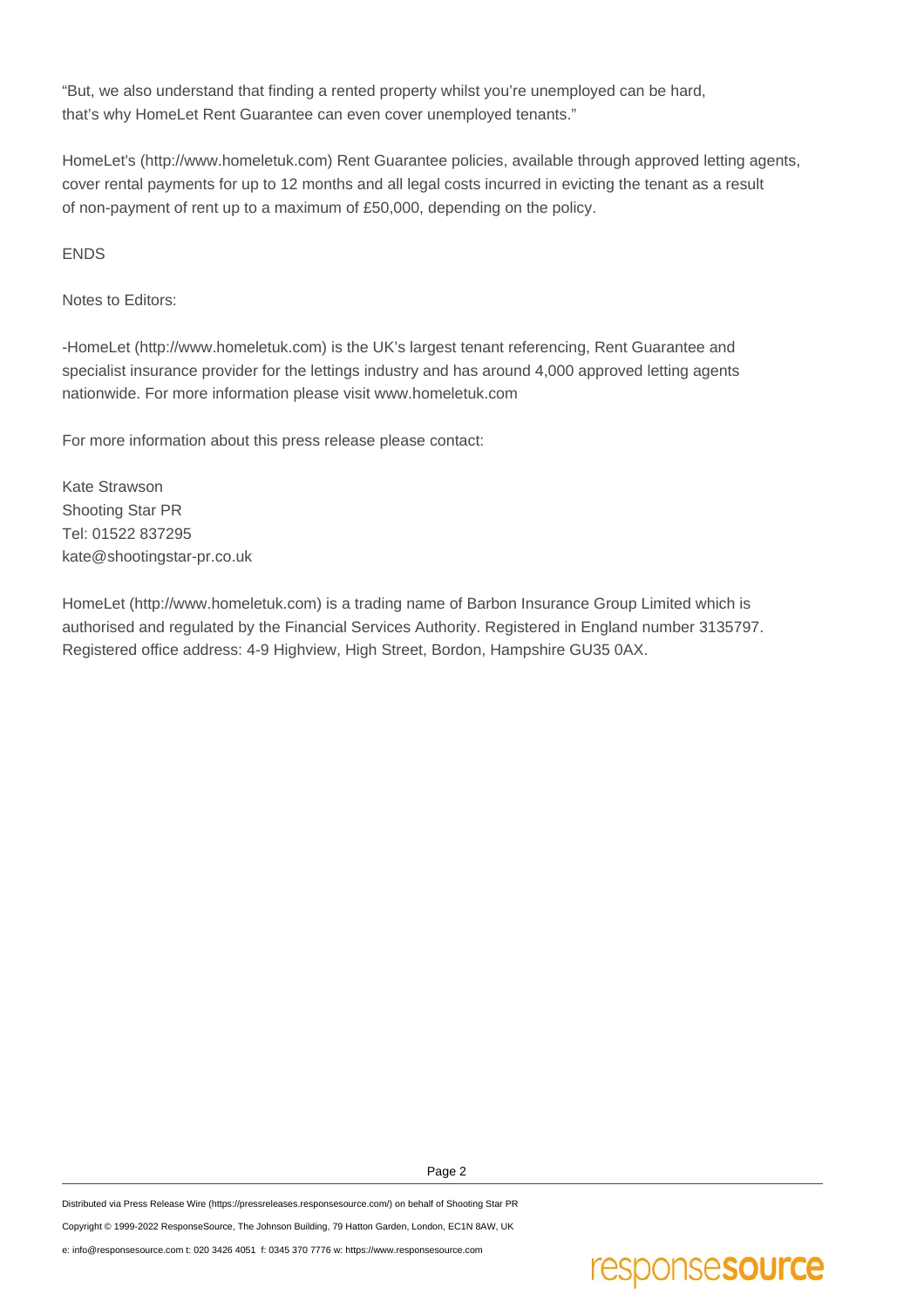"But, we also understand that finding a rented property whilst you're unemployed can be hard, that's why HomeLet Rent Guarantee can even cover unemployed tenants."

HomeLet's (http://www.homeletuk.com) Rent Guarantee policies, available through approved letting agents, cover rental payments for up to 12 months and all legal costs incurred in evicting the tenant as a result of non-payment of rent up to a maximum of £50,000, depending on the policy.

ENDS

Notes to Editors:

-HomeLet (http://www.homeletuk.com) is the UK's largest tenant referencing, Rent Guarantee and specialist insurance provider for the lettings industry and has around 4,000 approved letting agents nationwide. For more information please visit www.homeletuk.com

For more information about this press release please contact:

Kate Strawson
Shooting Star PR
Tel: 01522 837295
kate@shootingstar-pr.co.uk

HomeLet (http://www.homeletuk.com) is a trading name of Barbon Insurance Group Limited which is authorised and regulated by the Financial Services Authority. Registered in England number 3135797. Registered office address: 4-9 Highview, High Street, Bordon, Hampshire GU35 0AX.